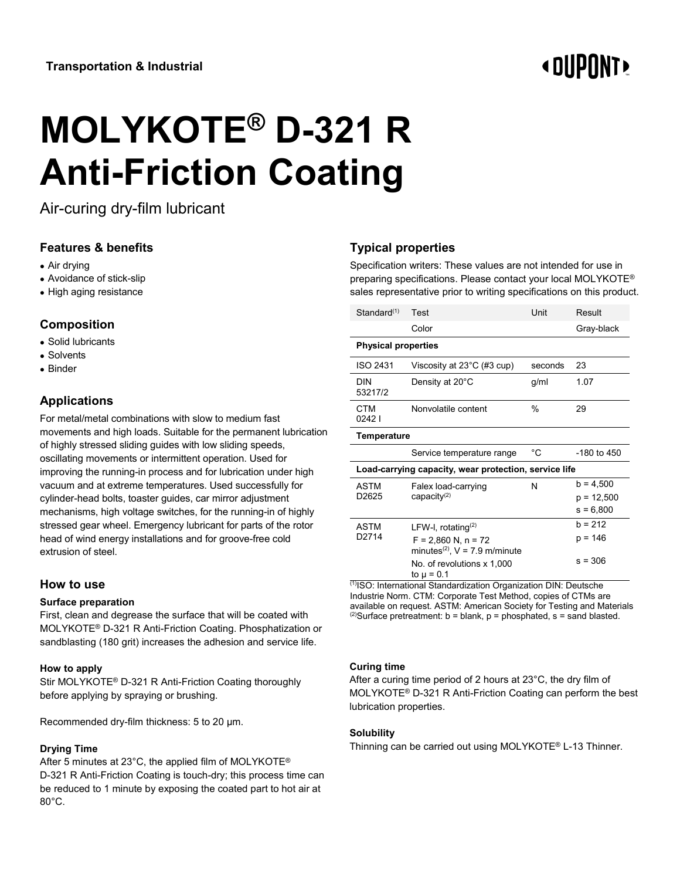**Transportation & Industrial**

# MOLYKOTE® D-321 R Anti-Friction Coating

Air-curing dry-film lubricant

## Features & benefits

- Air drying
- Avoidance of stick-slip
- High aging resistance

## Composition

- Solid lubricants
- Solvents
- Binder

## Applications

For metal/metal combinations with slow to medium fast movements and high loads. Suitable for the permanent lubrication of highly stressed sliding guides with low sliding speeds, oscillating movements or intermittent operation. Used for improving the running-in process and for lubrication under high vacuum and at extreme temperatures. Used successfully for cylinder-head bolts, toaster guides, car mirror adjustment mechanisms, high voltage switches, for the running-in of highly stressed gear wheel. Emergency lubricant for parts of the rotor head of wind energy installations and for groove-free cold extrusion of steel.

## How to use

#### Surface preparation

First, clean and degrease the surface that will be coated with MOLYKOTE® D-321 R Anti-Friction Coating. Phosphatization or sandblasting (180 grit) increases the adhesion and service life.

#### How to apply

Stir MOLYKOTE® D-321 R Anti-Friction Coating thoroughly before applying by spraying or brushing.

Recommended dry-film thickness: 5 to 20 µm.

#### Drying Time

After 5 minutes at 23°C, the applied film of MOLYKOTE® D-321 R Anti-Friction Coating is touch-dry; this process time can be reduced to 1 minute by exposing the coated part to hot air at 80°C.

## Typical properties

Specification writers: These values are not intended for use in preparing specifications. Please contact your local MOLYKOTE® sales representative prior to writing specifications on this product.

| Standard[1] | Test | Unit | Result |
|---|---|---|---|
| | Color | | Gray-black |
| **Physical properties** | | | |
| ISO 2431 | Viscosity at 23°C (#3 cup) | seconds | 23 |
| DIN 53217/2 | Density at 20°C | g/ml | 1.07 |
| CTM 0242 I | Nonvolatile content | % | 29 |
| **Temperature** | | | |
| | Service temperature range | °C | -180 to 450 |
| **Load-carrying capacity, wear protection, service life** | | | |
| ASTM D2625 | Falex load-carrying capacity[2] | N | b = 4,500<br>p = 12,500<br>s = 6,800 |
| ASTM D2714 | LFW-l, rotating[2]<br>F = 2,860 N, n = 72 minutes[2], V = 7.9 m/minute<br>No. of revolutions x 1,000 to µ = 0.1 | | b = 212<br>p = 146<br>s = 306 |

[1]ISO: International Standardization Organization DIN: Deutsche Industrie Norm. CTM: Corporate Test Method, copies of CTMs are available on request. ASTM: American Society for Testing and Materials
[2]Surface pretreatment: b = blank, p = phosphated, s = sand blasted.

#### Curing time

After a curing time period of 2 hours at 23°C, the dry film of MOLYKOTE® D-321 R Anti-Friction Coating can perform the best lubrication properties.

#### Solubility

Thinning can be carried out using MOLYKOTE® L-13 Thinner.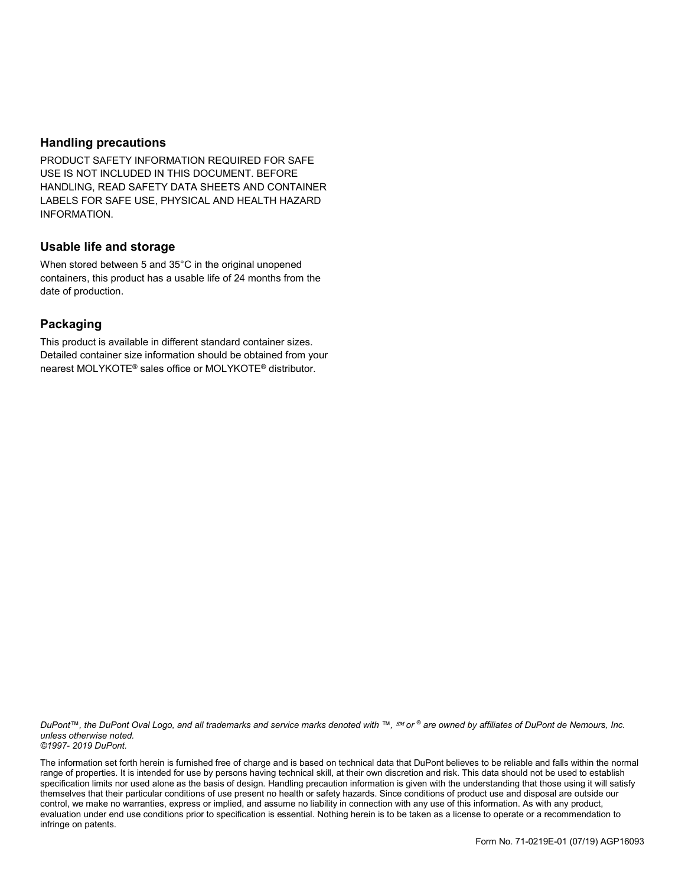## Handling precautions

PRODUCT SAFETY INFORMATION REQUIRED FOR SAFE USE IS NOT INCLUDED IN THIS DOCUMENT. BEFORE HANDLING, READ SAFETY DATA SHEETS AND CONTAINER LABELS FOR SAFE USE, PHYSICAL AND HEALTH HAZARD INFORMATION.

## Usable life and storage

When stored between 5 and 35°C in the original unopened containers, this product has a usable life of 24 months from the date of production.

## Packaging

This product is available in different standard container sizes. Detailed container size information should be obtained from your nearest MOLYKOTE® sales office or MOLYKOTE® distributor.

*DuPont™, the DuPont Oval Logo, and all trademarks and service marks denoted with ™, ℠ or ® are owned by affiliates of DuPont de Nemours, Inc. unless otherwise noted.*
*©1997- 2019 DuPont.*

The information set forth herein is furnished free of charge and is based on technical data that DuPont believes to be reliable and falls within the normal range of properties. It is intended for use by persons having technical skill, at their own discretion and risk. This data should not be used to establish specification limits nor used alone as the basis of design. Handling precaution information is given with the understanding that those using it will satisfy themselves that their particular conditions of use present no health or safety hazards. Since conditions of product use and disposal are outside our control, we make no warranties, express or implied, and assume no liability in connection with any use of this information. As with any product, evaluation under end use conditions prior to specification is essential. Nothing herein is to be taken as a license to operate or a recommendation to infringe on patents.

Form No. 71-0219E-01 (07/19) AGP16093